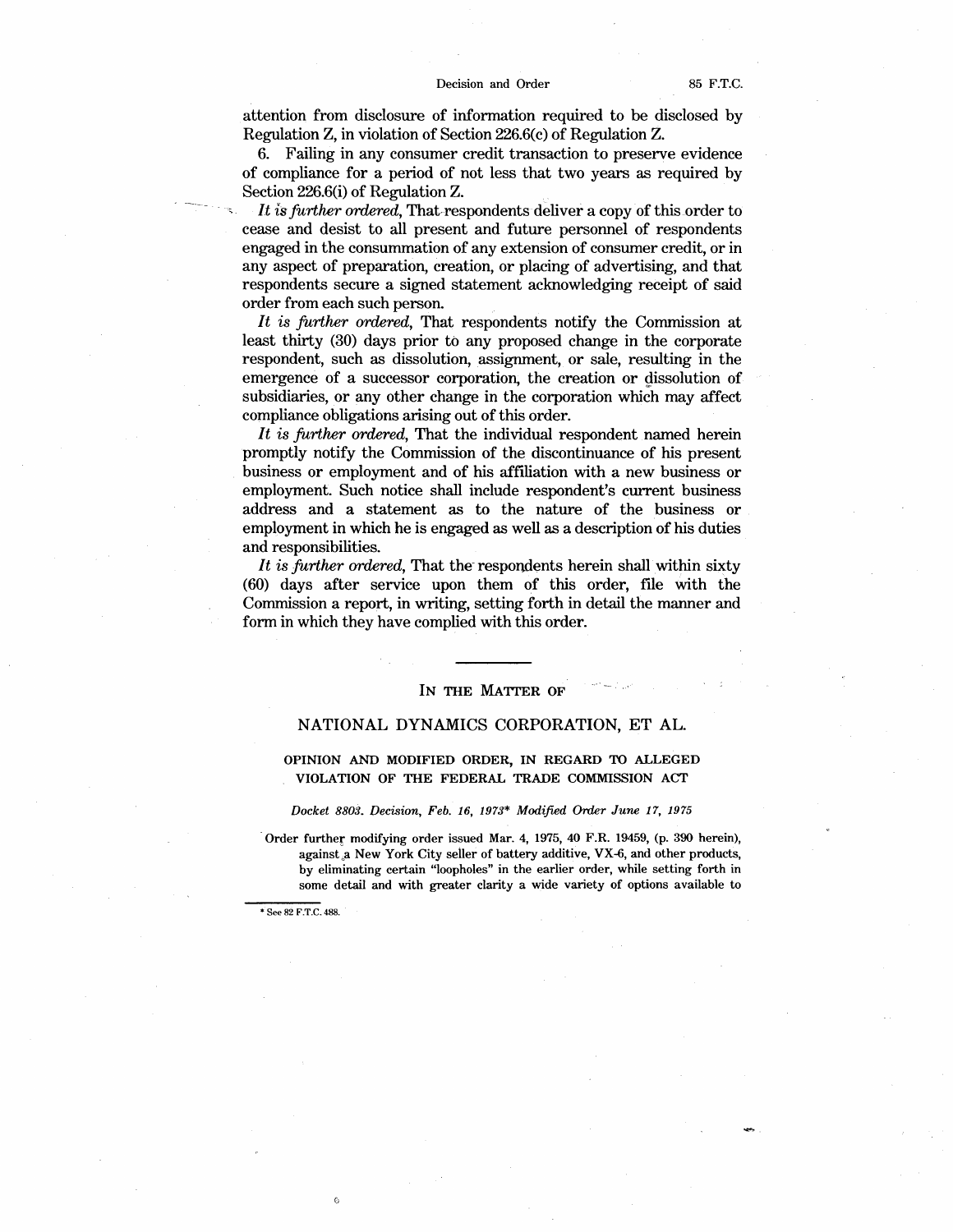attention from disclosure of information required to be disclosed by Regulation Z, in violation of Section 226.6(c) of Regulation Z.

6. Failing in any consumer credit transaction to preserve evidence of compliance for a period of not less that two years as required by Section 226.6(i) of Regulation Z.

*It is further ordered*, That respondents deliver a copy of this order to cease and desist to all present and future personnel of respondents engaged in the consummation of any extension of consumer credit, or in any aspect of preparation, creation, or placing of advertising, and that respondents secure a signed statement acknowledging receipt of said order from each such person.

*It is further ordered*, That respondents notify the Commission at least thirty (30) days prior to any proposed change in the corporate respondent, such as dissolution, assignment, or sale, resulting in the emergence of a successor corporation, the creation or dissolution of subsidiaries, or any other change in the corporation which may affect compliance obligations arising out of this order.

*It is further ordered*, That the individual respondent named herein promptly notify the Commission of the discontinuance of his present business or employment and of his affiliation with a new business or employment. Such notice shall include respondent's current business address and a statement as to the nature of the business or employment in which he is engaged as well as a description of his duties and responsibilities.

*It is further ordered*, That the respondents herein shall within sixty (60) days after service upon them of this order, file with the Commission a report, in writing, setting forth in detail the manner and form in which they have complied with this order.

---

IN THE MATTER OF

## NATIONAL DYNAMICS CORPORATION, ET AL.

### OPINION AND MODIFIED ORDER, IN REGARD TO ALLEGED VIOLATION OF THE FEDERAL TRADE COMMISSION ACT

*Docket 8803. Decision, Feb. 16, 1973\* Modified Order June 17, 1975*

Order further modifying order issued Mar. 4, 1975, 40 F.R. 19459, (p. 390 herein), against a New York City seller of battery additive, VX-6, and other products, by eliminating certain "loopholes" in the earlier order, while setting forth in some detail and with greater clarity a wide variety of options available to

\* See 82 F.T.C. 488.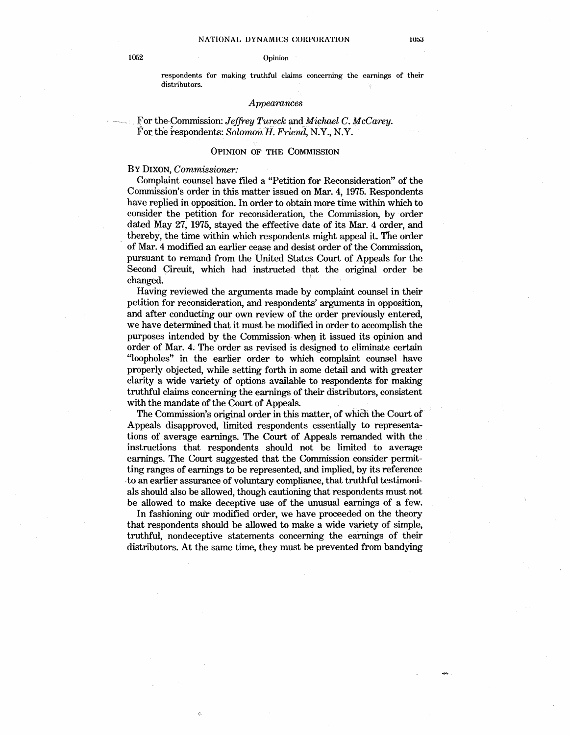respondents for making truthful claims concerning the earnings of their distributors.

*Appearances*

For the Commission: *Jeffrey Tureck* and *Michael C. McCarey.*
For the respondents: *Solomon H. Friend*, N.Y., N.Y.

## OPINION OF THE COMMISSION

BY DIXON, *Commissioner:*

Complaint counsel have filed a "Petition for Reconsideration" of the Commission's order in this matter issued on Mar. 4, 1975. Respondents have replied in opposition. In order to obtain more time within which to consider the petition for reconsideration, the Commission, by order dated May 27, 1975, stayed the effective date of its Mar. 4 order, and thereby, the time within which respondents might appeal it. The order of Mar. 4 modified an earlier cease and desist order of the Commission, pursuant to remand from the United States Court of Appeals for the Second Circuit, which had instructed that the original order be changed.

Having reviewed the arguments made by complaint counsel in their petition for reconsideration, and respondents' arguments in opposition, and after conducting our own review of the order previously entered, we have determined that it must be modified in order to accomplish the purposes intended by the Commission when it issued its opinion and order of Mar. 4. The order as revised is designed to eliminate certain "loopholes" in the earlier order to which complaint counsel have properly objected, while setting forth in some detail and with greater clarity a wide variety of options available to respondents for making truthful claims concerning the earnings of their distributors, consistent with the mandate of the Court of Appeals.

The Commission's original order in this matter, of which the Court of Appeals disapproved, limited respondents essentially to representations of average earnings. The Court of Appeals remanded with the instructions that respondents should not be limited to average earnings. The Court suggested that the Commission consider permitting ranges of earnings to be represented, and implied, by its reference to an earlier assurance of voluntary compliance, that truthful testimonials should also be allowed, though cautioning that respondents must not be allowed to make deceptive use of the unusual earnings of a few.

In fashioning our modified order, we have proceeded on the theory that respondents should be allowed to make a wide variety of simple, truthful, nondeceptive statements concerning the earnings of their distributors. At the same time, they must be prevented from bandying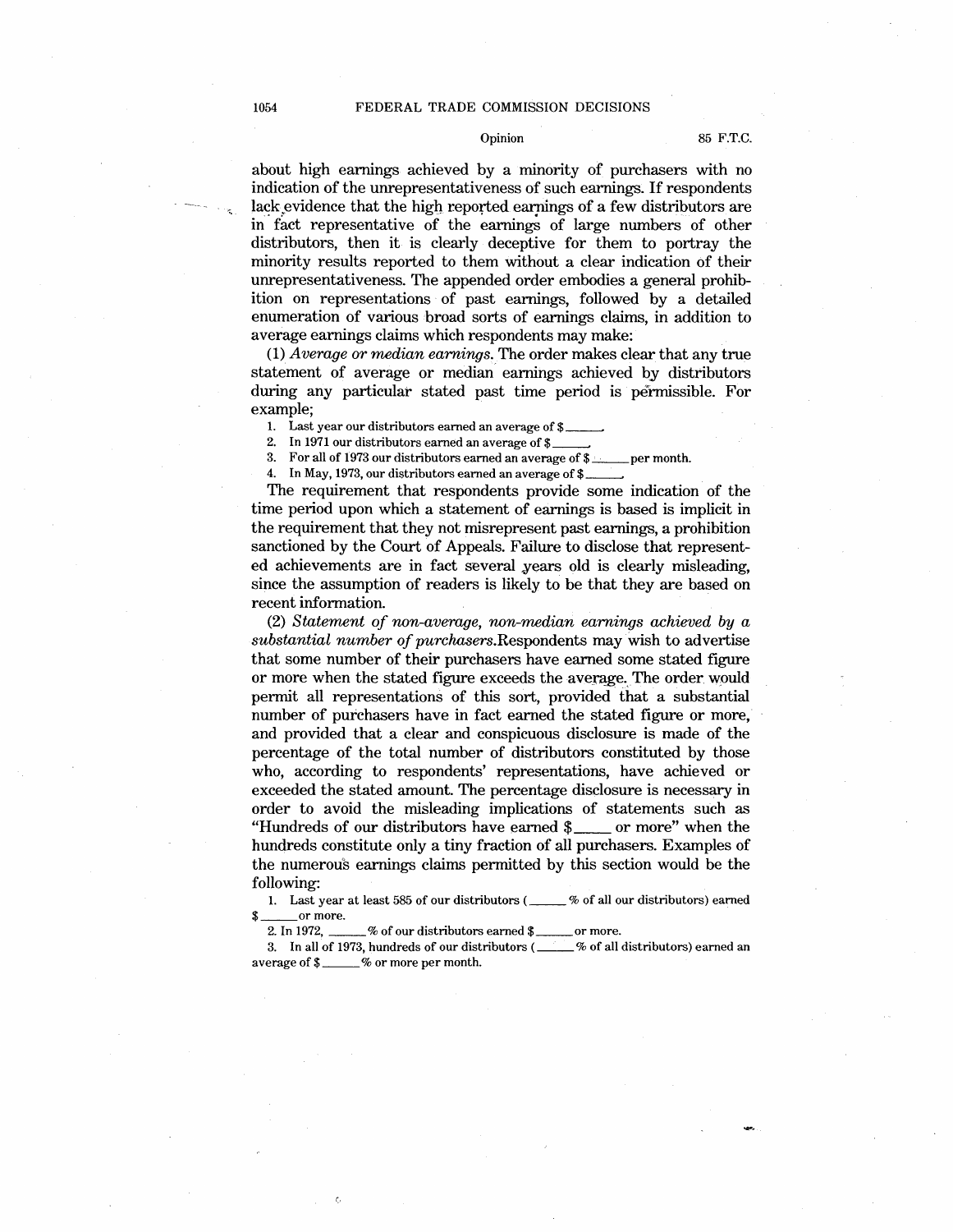about high earnings achieved by a minority of purchasers with no indication of the unrepresentativeness of such earnings. If respondents lack evidence that the high reported earnings of a few distributors are in fact representative of the earnings of large numbers of other distributors, then it is clearly deceptive for them to portray the minority results reported to them without a clear indication of their unrepresentativeness. The appended order embodies a general prohibition on representations of past earnings, followed by a detailed enumeration of various broad sorts of earnings claims, in addition to average earnings claims which respondents may make:

(1) *Average or median earnings.* The order makes clear that any true statement of average or median earnings achieved by distributors during any particular stated past time period is permissible. For example;

1. Last year our distributors earned an average of $______.
2. In 1971 our distributors earned an average of $______.
3. For all of 1973 our distributors earned an average of $______ per month.
4. In May, 1973, our distributors earned an average of $______.

The requirement that respondents provide some indication of the time period upon which a statement of earnings is based is implicit in the requirement that they not misrepresent past earnings, a prohibition sanctioned by the Court of Appeals. Failure to disclose that represented achievements are in fact several years old is clearly misleading, since the assumption of readers is likely to be that they are based on recent information.

(2) *Statement of non-average, non-median earnings achieved by a substantial number of purchasers.* Respondents may wish to advertise that some number of their purchasers have earned some stated figure or more when the stated figure exceeds the average. The order would permit all representations of this sort, provided that a substantial number of purchasers have in fact earned the stated figure or more, and provided that a clear and conspicuous disclosure is made of the percentage of the total number of distributors constituted by those who, according to respondents' representations, have achieved or exceeded the stated amount. The percentage disclosure is necessary in order to avoid the misleading implications of statements such as "Hundreds of our distributors have earned $____ or more" when the hundreds constitute only a tiny fraction of all purchasers. Examples of the numerous earnings claims permitted by this section would be the following:

1. Last year at least 585 of our distributors (______% of all our distributors) earned $______ or more.
2. In 1972, ______% of our distributors earned $______ or more.
3. In all of 1973, hundreds of our distributors (______% of all distributors) earned an average of $______% or more per month.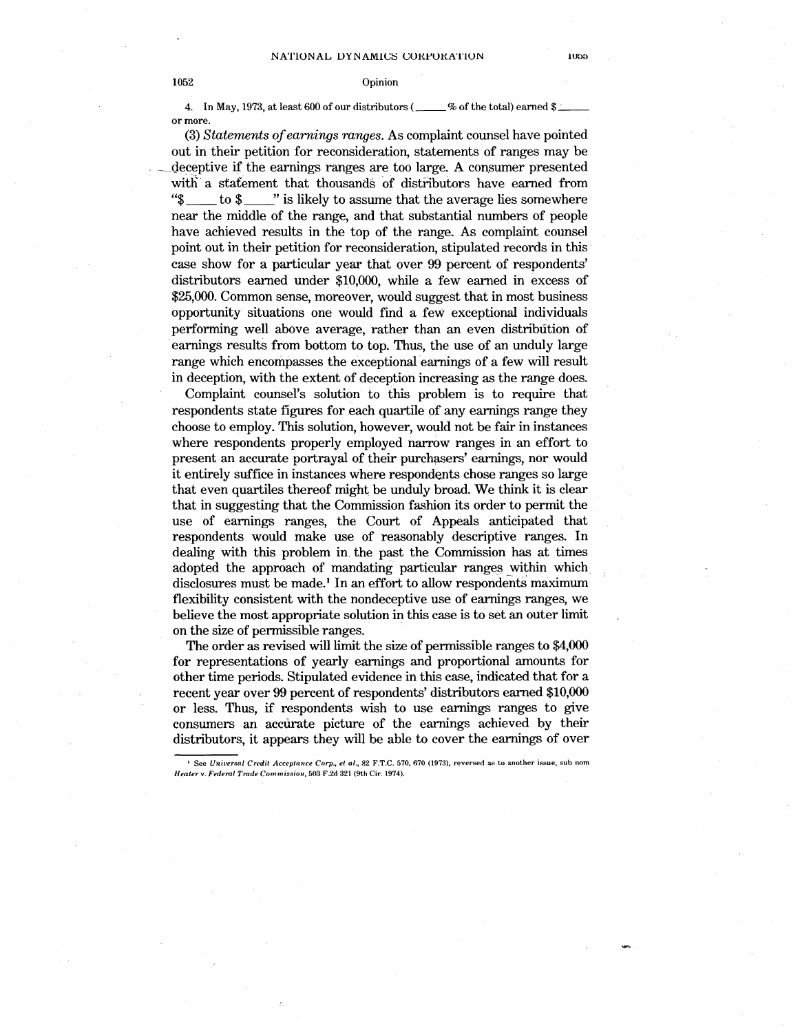4. In May, 1973, at least 600 of our distributors (\_\_\_\_\_% of the total) earned $\_\_\_\_\_ or more.

(3) *Statements of earnings ranges.* As complaint counsel have pointed out in their petition for reconsideration, statements of ranges may be deceptive if the earnings ranges are too large. A consumer presented with a statement that thousands of distributors have earned from "$\_\_\_\_ to $\_\_\_\_" is likely to assume that the average lies somewhere near the middle of the range, and that substantial numbers of people have achieved results in the top of the range. As complaint counsel point out in their petition for reconsideration, stipulated records in this case show for a particular year that over 99 percent of respondents' distributors earned under $10,000, while a few earned in excess of $25,000. Common sense, moreover, would suggest that in most business opportunity situations one would find a few exceptional individuals performing well above average, rather than an even distribution of earnings results from bottom to top. Thus, the use of an unduly large range which encompasses the exceptional earnings of a few will result in deception, with the extent of deception increasing as the range does.

Complaint counsel's solution to this problem is to require that respondents state figures for each quartile of any earnings range they choose to employ. This solution, however, would not be fair in instances where respondents properly employed narrow ranges in an effort to present an accurate portrayal of their purchasers' earnings, nor would it entirely suffice in instances where respondents chose ranges so large that even quartiles thereof might be unduly broad. We think it is clear that in suggesting that the Commission fashion its order to permit the use of earnings ranges, the Court of Appeals anticipated that respondents would make use of reasonably descriptive ranges. In dealing with this problem in the past the Commission has at times adopted the approach of mandating particular ranges within which disclosures must be made.[1] In an effort to allow respondents maximum flexibility consistent with the nondeceptive use of earnings ranges, we believe the most appropriate solution in this case is to set an outer limit on the size of permissible ranges.

The order as revised will limit the size of permissible ranges to $4,000 for representations of yearly earnings and proportional amounts for other time periods. Stipulated evidence in this case, indicated that for a recent year over 99 percent of respondents' distributors earned $10,000 or less. Thus, if respondents wish to use earnings ranges to give consumers an accurate picture of the earnings achieved by their distributors, it appears they will be able to cover the earnings of over

[1] See *Universal Credit Acceptance Corp., et al.*, 82 F.T.C. 570, 670 (1973), reversed as to another issue, sub nom *Heater* v. *Federal Trade Commission*, 503 F.2d 321 (9th Cir. 1974).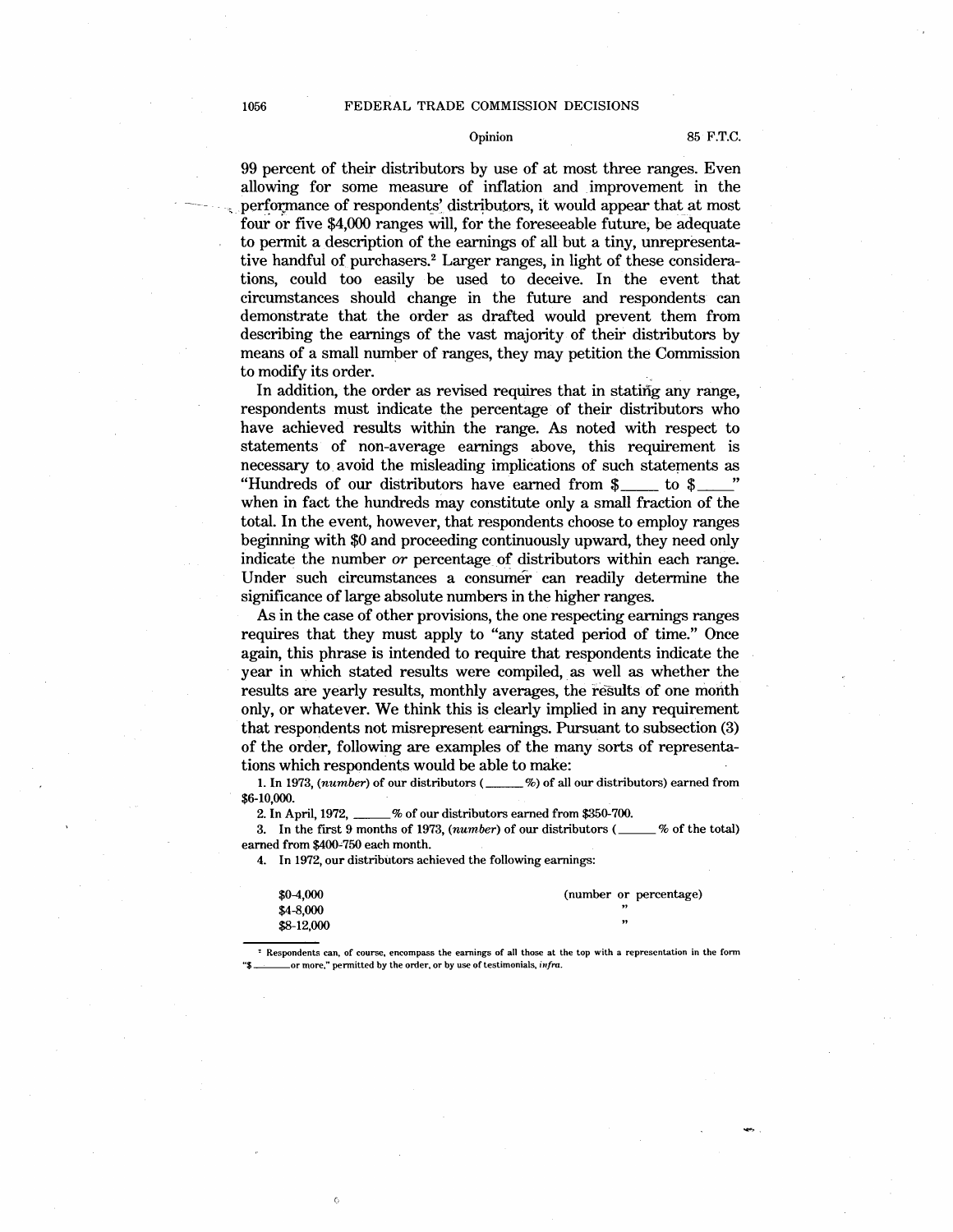99 percent of their distributors by use of at most three ranges. Even allowing for some measure of inflation and improvement in the performance of respondents' distributors, it would appear that at most four or five $4,000 ranges will, for the foreseeable future, be adequate to permit a description of the earnings of all but a tiny, unrepresentative handful of purchasers.[2] Larger ranges, in light of these considerations, could too easily be used to deceive. In the event that circumstances should change in the future and respondents can demonstrate that the order as drafted would prevent them from describing the earnings of the vast majority of their distributors by means of a small number of ranges, they may petition the Commission to modify its order.

In addition, the order as revised requires that in stating any range, respondents must indicate the percentage of their distributors who have achieved results within the range. As noted with respect to statements of non-average earnings above, this requirement is necessary to avoid the misleading implications of such statements as "Hundreds of our distributors have earned from $____ to $____" when in fact the hundreds may constitute only a small fraction of the total. In the event, however, that respondents choose to employ ranges beginning with $0 and proceeding continuously upward, they need only indicate the number *or* percentage of distributors within each range. Under such circumstances a consumer can readily determine the significance of large absolute numbers in the higher ranges.

As in the case of other provisions, the one respecting earnings ranges requires that they must apply to "any stated period of time." Once again, this phrase is intended to require that respondents indicate the year in which stated results were compiled, as well as whether the results are yearly results, monthly averages, the results of one month only, or whatever. We think this is clearly implied in any requirement that respondents not misrepresent earnings. Pursuant to subsection (3) of the order, following are examples of the many sorts of representations which respondents would be able to make:

1. In 1973, (*number*) of our distributors (______%) of all our distributors) earned from $6-10,000.
2. In April, 1972, ______% of our distributors earned from $350-700.
3. In the first 9 months of 1973, (*number*) of our distributors (______% of the total) earned from $400-750 each month.
4. In 1972, our distributors achieved the following earnings:

| | |
|---|---|
| $0-4,000 | (number or percentage) |
| $4-8,000 | " |
| $8-12,000 | " |

[2] Respondents can, of course, encompass the earnings of all those at the top with a representation in the form "$______or more," permitted by the order, or by use of testimonials, *infra*.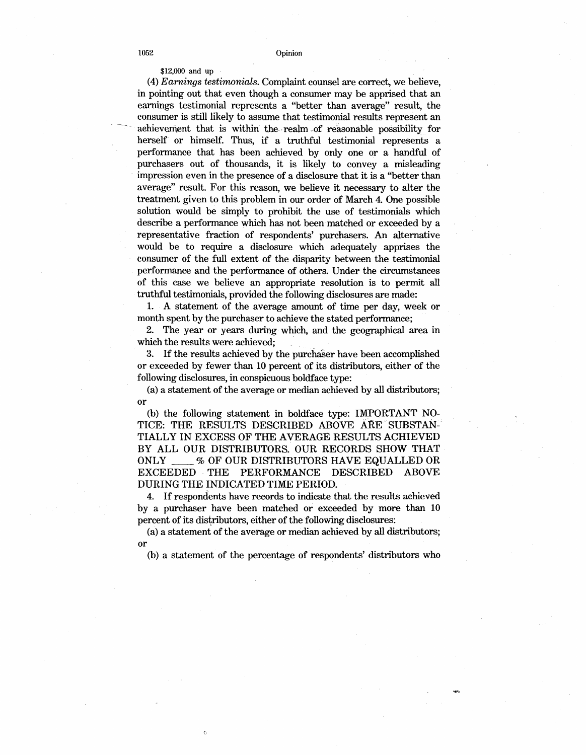$12,000 and up

(4) *Earnings testimonials.* Complaint counsel are correct, we believe, in pointing out that even though a consumer may be apprised that an earnings testimonial represents a "better than average" result, the consumer is still likely to assume that testimonial results represent an achievement that is within the realm of reasonable possibility for herself or himself. Thus, if a truthful testimonial represents a performance that has been achieved by only one or a handful of purchasers out of thousands, it is likely to convey a misleading impression even in the presence of a disclosure that it is a "better than average" result. For this reason, we believe it necessary to alter the treatment given to this problem in our order of March 4. One possible solution would be simply to prohibit the use of testimonials which describe a performance which has not been matched or exceeded by a representative fraction of respondents' purchasers. An alternative would be to require a disclosure which adequately apprises the consumer of the full extent of the disparity between the testimonial performance and the performance of others. Under the circumstances of this case we believe an appropriate resolution is to permit all truthful testimonials, provided the following disclosures are made:

1. A statement of the average amount of time per day, week or month spent by the purchaser to achieve the stated performance;

2. The year or years during which, and the geographical area in which the results were achieved;

3. If the results achieved by the purchaser have been accomplished or exceeded by fewer than 10 percent of its distributors, either of the following disclosures, in conspicuous boldface type:

(a) a statement of the average or median achieved by all distributors; or

(b) the following statement in boldface type: **IMPORTANT NOTICE: THE RESULTS DESCRIBED ABOVE ARE SUBSTANTIALLY IN EXCESS OF THE AVERAGE RESULTS ACHIEVED BY ALL OUR DISTRIBUTORS. OUR RECORDS SHOW THAT ONLY \_\_\_\_% OF OUR DISTRIBUTORS HAVE EQUALLED OR EXCEEDED THE PERFORMANCE DESCRIBED ABOVE DURING THE INDICATED TIME PERIOD.**

4. If respondents have records to indicate that the results achieved by a purchaser have been matched or exceeded by more than 10 percent of its distributors, either of the following disclosures:

(a) a statement of the average or median achieved by all distributors; or

(b) a statement of the percentage of respondents' distributors who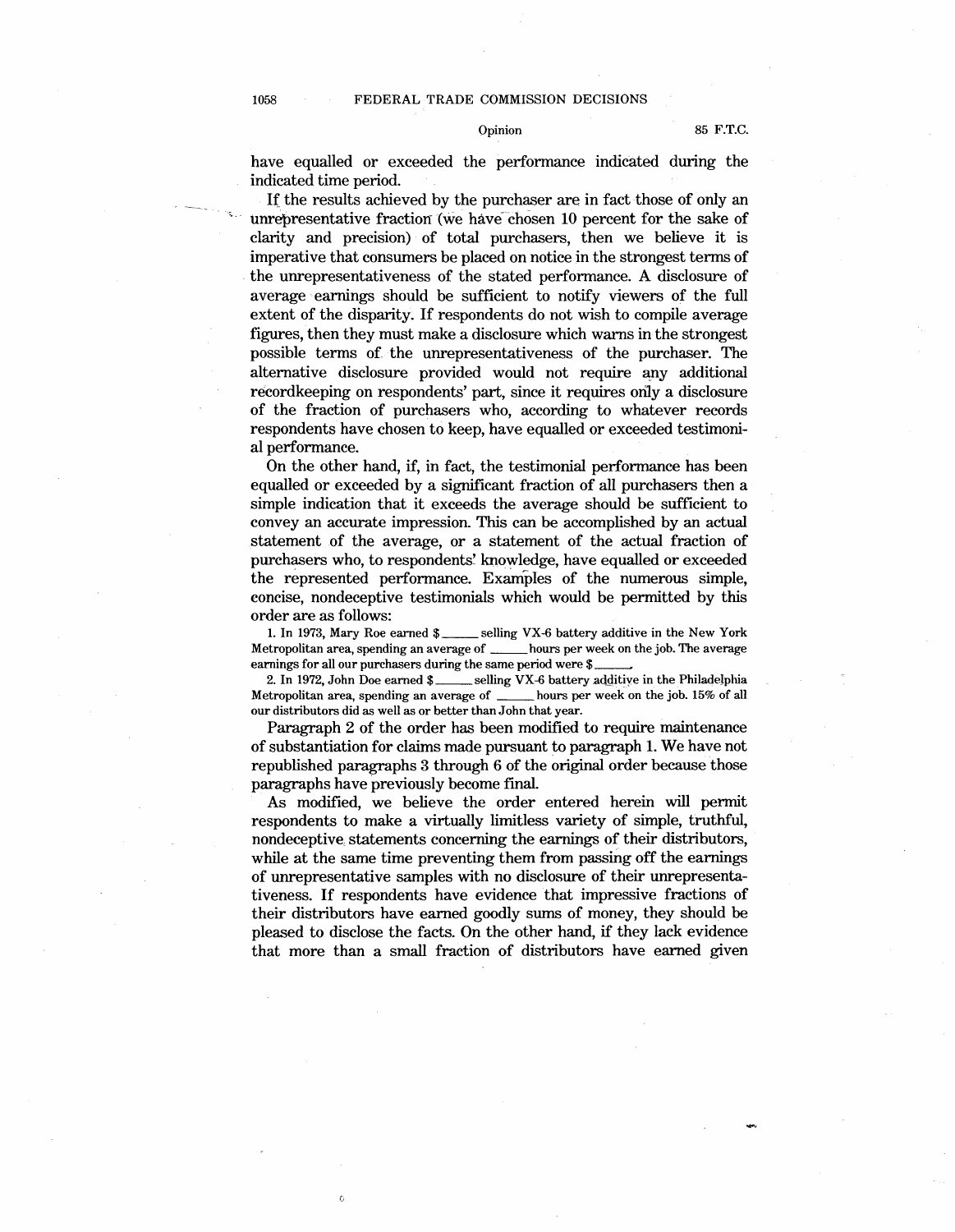have equalled or exceeded the performance indicated during the indicated time period.

If the results achieved by the purchaser are in fact those of only an unrepresentative fraction (we have chosen 10 percent for the sake of clarity and precision) of total purchasers, then we believe it is imperative that consumers be placed on notice in the strongest terms of the unrepresentativeness of the stated performance. A disclosure of average earnings should be sufficient to notify viewers of the full extent of the disparity. If respondents do not wish to compile average figures, then they must make a disclosure which warns in the strongest possible terms of the unrepresentativeness of the purchaser. The alternative disclosure provided would not require any additional recordkeeping on respondents' part, since it requires only a disclosure of the fraction of purchasers who, according to whatever records respondents have chosen to keep, have equalled or exceeded testimonial performance.

On the other hand, if, in fact, the testimonial performance has been equalled or exceeded by a significant fraction of all purchasers then a simple indication that it exceeds the average should be sufficient to convey an accurate impression. This can be accomplished by an actual statement of the average, or a statement of the actual fraction of purchasers who, to respondents' knowledge, have equalled or exceeded the represented performance. Examples of the numerous simple, concise, nondeceptive testimonials which would be permitted by this order are as follows:

1. In 1973, Mary Roe earned $_____ selling VX-6 battery additive in the New York Metropolitan area, spending an average of _____ hours per week on the job. The average earnings for all our purchasers during the same period were $_____.

2. In 1972, John Doe earned $_____ selling VX-6 battery additive in the Philadelphia Metropolitan area, spending an average of _____ hours per week on the job. 15% of all our distributors did as well as or better than John that year.

Paragraph 2 of the order has been modified to require maintenance of substantiation for claims made pursuant to paragraph 1. We have not republished paragraphs 3 through 6 of the original order because those paragraphs have previously become final.

As modified, we believe the order entered herein will permit respondents to make a virtually limitless variety of simple, truthful, nondeceptive statements concerning the earnings of their distributors, while at the same time preventing them from passing off the earnings of unrepresentative samples with no disclosure of their unrepresentativeness. If respondents have evidence that impressive fractions of their distributors have earned goodly sums of money, they should be pleased to disclose the facts. On the other hand, if they lack evidence that more than a small fraction of distributors have earned given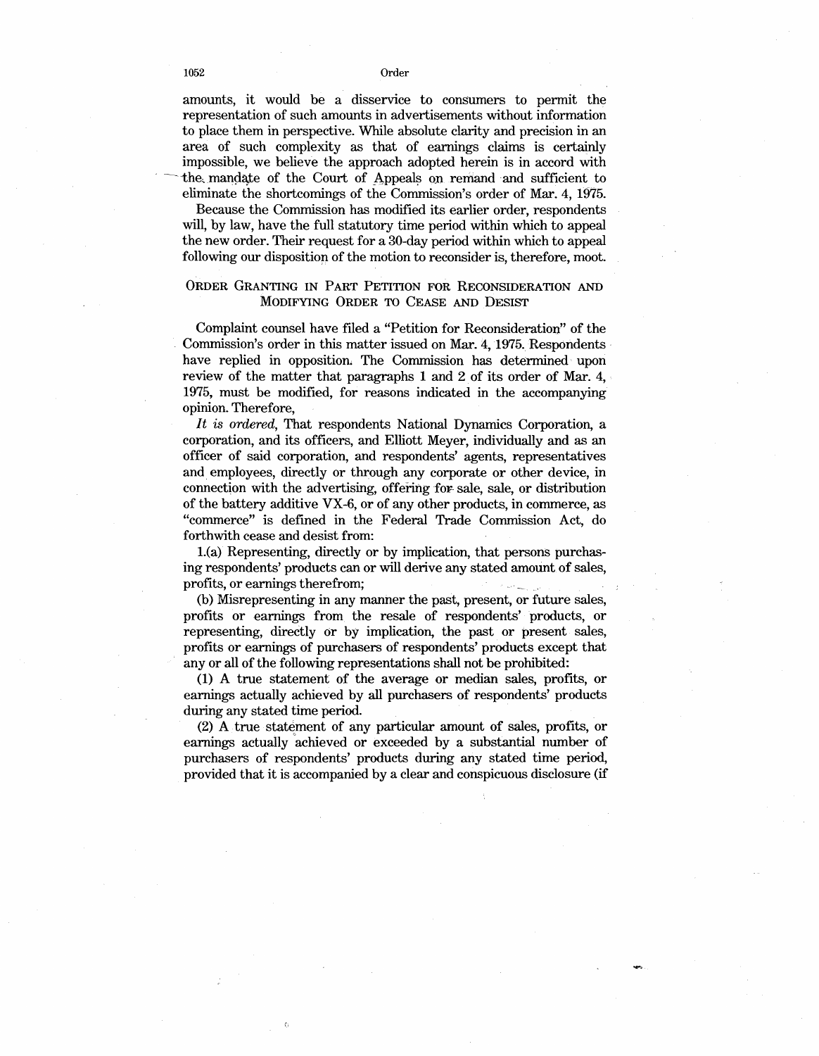amounts, it would be a disservice to consumers to permit the representation of such amounts in advertisements without information to place them in perspective. While absolute clarity and precision in an area of such complexity as that of earnings claims is certainly impossible, we believe the approach adopted herein is in accord with the mandate of the Court of Appeals on remand and sufficient to eliminate the shortcomings of the Commission's order of Mar. 4, 1975.

Because the Commission has modified its earlier order, respondents will, by law, have the full statutory time period within which to appeal the new order. Their request for a 30-day period within which to appeal following our disposition of the motion to reconsider is, therefore, moot.

## Order Granting in Part Petition for Reconsideration and Modifying Order to Cease and Desist

Complaint counsel have filed a "Petition for Reconsideration" of the Commission's order in this matter issued on Mar. 4, 1975. Respondents have replied in opposition. The Commission has determined upon review of the matter that paragraphs 1 and 2 of its order of Mar. 4, 1975, must be modified, for reasons indicated in the accompanying opinion. Therefore,

*It is ordered*, That respondents National Dynamics Corporation, a corporation, and its officers, and Elliott Meyer, individually and as an officer of said corporation, and respondents' agents, representatives and employees, directly or through any corporate or other device, in connection with the advertising, offering for sale, sale, or distribution of the battery additive VX-6, or of any other products, in commerce, as "commerce" is defined in the Federal Trade Commission Act, do forthwith cease and desist from:

1.(a) Representing, directly or by implication, that persons purchasing respondents' products can or will derive any stated amount of sales, profits, or earnings therefrom;

(b) Misrepresenting in any manner the past, present, or future sales, profits or earnings from the resale of respondents' products, or representing, directly or by implication, the past or present sales, profits or earnings of purchasers of respondents' products except that any or all of the following representations shall not be prohibited:

(1) A true statement of the average or median sales, profits, or earnings actually achieved by all purchasers of respondents' products during any stated time period.

(2) A true statement of any particular amount of sales, profits, or earnings actually achieved or exceeded by a substantial number of purchasers of respondents' products during any stated time period, provided that it is accompanied by a clear and conspicuous disclosure (if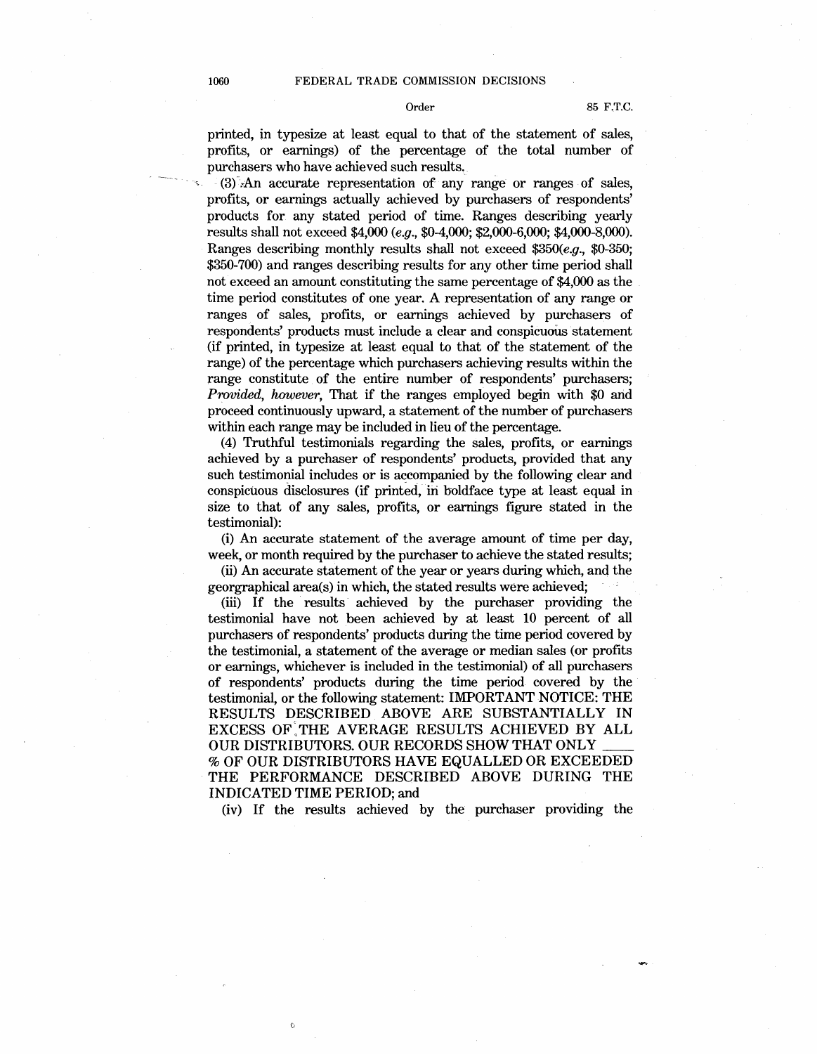printed, in typesize at least equal to that of the statement of sales, profits, or earnings) of the percentage of the total number of purchasers who have achieved such results.

(3) An accurate representation of any range or ranges of sales, profits, or earnings actually achieved by purchasers of respondents' products for any stated period of time. Ranges describing yearly results shall not exceed $4,000 (*e.g.*, $0-4,000; $2,000-6,000; $4,000-8,000). Ranges describing monthly results shall not exceed $350(*e.g.*, $0-350; $350-700) and ranges describing results for any other time period shall not exceed an amount constituting the same percentage of $4,000 as the time period constitutes of one year. A representation of any range or ranges of sales, profits, or earnings achieved by purchasers of respondents' products must include a clear and conspicuous statement (if printed, in typesize at least equal to that of the statement of the range) of the percentage which purchasers achieving results within the range constitute of the entire number of respondents' purchasers; *Provided, however*, That if the ranges employed begin with $0 and proceed continuously upward, a statement of the number of purchasers within each range may be included in lieu of the percentage.

(4) Truthful testimonials regarding the sales, profits, or earnings achieved by a purchaser of respondents' products, provided that any such testimonial includes or is accompanied by the following clear and conspicuous disclosures (if printed, in boldface type at least equal in size to that of any sales, profits, or earnings figure stated in the testimonial):

(i) An accurate statement of the average amount of time per day, week, or month required by the purchaser to achieve the stated results;

(ii) An accurate statement of the year or years during which, and the georgraphical area(s) in which, the stated results were achieved;

(iii) If the results achieved by the purchaser providing the testimonial have not been achieved by at least 10 percent of all purchasers of respondents' products during the time period covered by the testimonial, a statement of the average or median sales (or profits or earnings, whichever is included in the testimonial) of all purchasers of respondents' products during the time period covered by the testimonial, or the following statement: IMPORTANT NOTICE: THE RESULTS DESCRIBED ABOVE ARE SUBSTANTIALLY IN EXCESS OF THE AVERAGE RESULTS ACHIEVED BY ALL OUR DISTRIBUTORS. OUR RECORDS SHOW THAT ONLY ____ % OF OUR DISTRIBUTORS HAVE EQUALLED OR EXCEEDED THE PERFORMANCE DESCRIBED ABOVE DURING THE INDICATED TIME PERIOD; and

(iv) If the results achieved by the purchaser providing the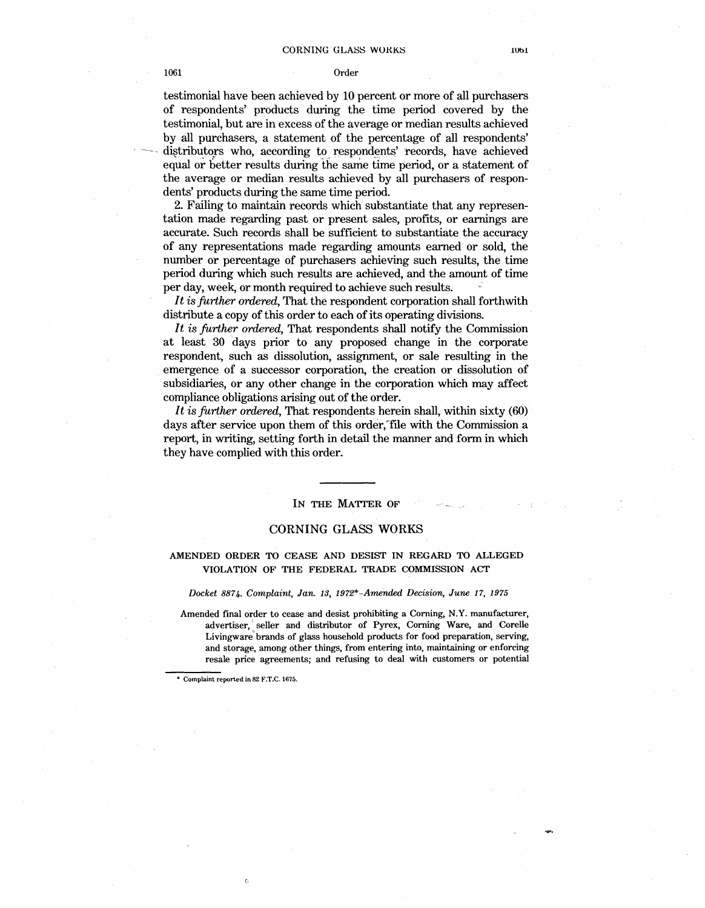testimonial have been achieved by 10 percent or more of all purchasers of respondents' products during the time period covered by the testimonial, but are in excess of the average or median results achieved by all purchasers, a statement of the percentage of all respondents' distributors who, according to respondents' records, have achieved equal or better results during the same time period, or a statement of the average or median results achieved by all purchasers of respondents' products during the same time period.

2. Failing to maintain records which substantiate that any representation made regarding past or present sales, profits, or earnings are accurate. Such records shall be sufficient to substantiate the accuracy of any representations made regarding amounts earned or sold, the number or percentage of purchasers achieving such results, the time period during which such results are achieved, and the amount of time per day, week, or month required to achieve such results.

*It is further ordered*, That the respondent corporation shall forthwith distribute a copy of this order to each of its operating divisions.

*It is further ordered*, That respondents shall notify the Commission at least 30 days prior to any proposed change in the corporate respondent, such as dissolution, assignment, or sale resulting in the emergence of a successor corporation, the creation or dissolution of subsidiaries, or any other change in the corporation which may affect compliance obligations arising out of the order.

*It is further ordered*, That respondents herein shall, within sixty (60) days after service upon them of this order, file with the Commission a report, in writing, setting forth in detail the manner and form in which they have complied with this order.

---

## IN THE MATTER OF

## CORNING GLASS WORKS

### AMENDED ORDER TO CEASE AND DESIST IN REGARD TO ALLEGED VIOLATION OF THE FEDERAL TRADE COMMISSION ACT

*Docket 8874. Complaint, Jan. 13, 1972\*-Amended Decision, June 17, 1975*

Amended final order to cease and desist prohibiting a Corning, N.Y. manufacturer, advertiser, seller and distributor of Pyrex, Corning Ware, and Corelle Livingware brands of glass household products for food preparation, serving, and storage, among other things, from entering into, maintaining or enforcing resale price agreements; and refusing to deal with customers or potential

\* Complaint reported in 82 F.T.C. 1675.